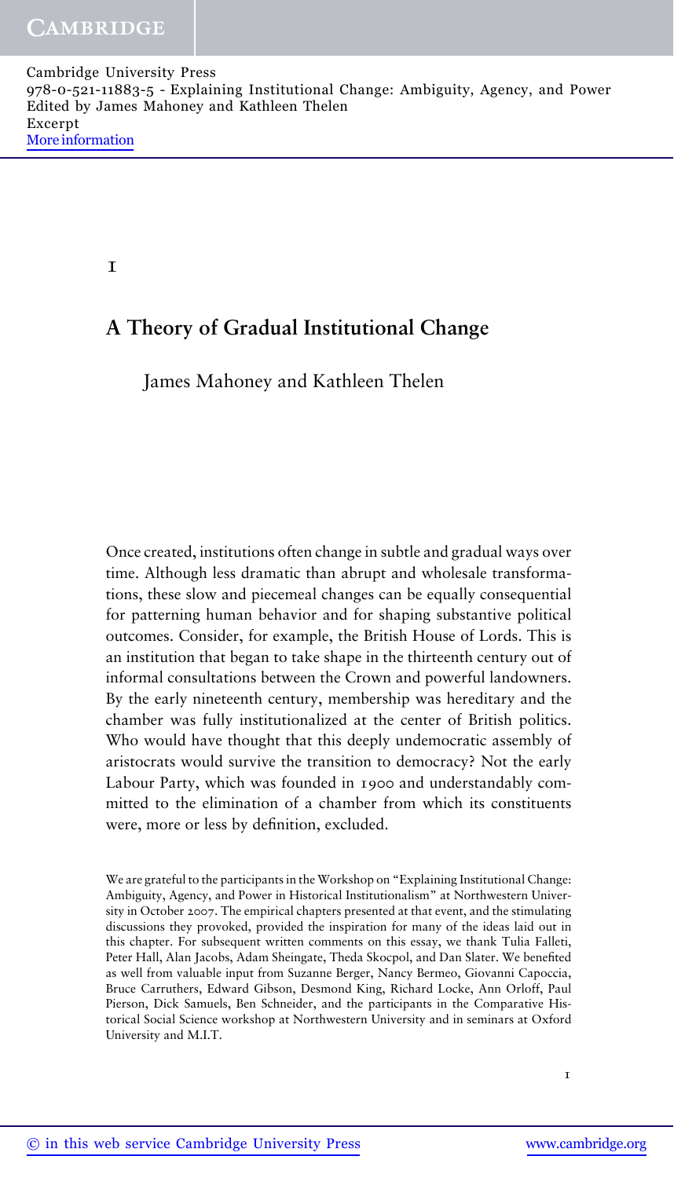# 1

## A Theory of Gradual Institutional Change

James Mahoney and Kathleen Thelen

Once created, institutions often change in subtle and gradual ways over time. Although less dramatic than abrupt and wholesale transformations, these slow and piecemeal changes can be equally consequential for patterning human behavior and for shaping substantive political outcomes. Consider, for example, the British House of Lords. This is an institution that began to take shape in the thirteenth century out of informal consultations between the Crown and powerful landowners. By the early nineteenth century, membership was hereditary and the chamber was fully institutionalized at the center of British politics. Who would have thought that this deeply undemocratic assembly of aristocrats would survive the transition to democracy? Not the early Labour Party, which was founded in 1900 and understandably committed to the elimination of a chamber from which its constituents were, more or less by definition, excluded.

We are grateful to the participants in the Workshop on "Explaining Institutional Change: Ambiguity, Agency, and Power in Historical Institutionalism" at Northwestern University in October 2007. The empirical chapters presented at that event, and the stimulating discussions they provoked, provided the inspiration for many of the ideas laid out in this chapter. For subsequent written comments on this essay, we thank Tulia Falleti, Peter Hall, Alan Jacobs, Adam Sheingate, Theda Skocpol, and Dan Slater. We benefited as well from valuable input from Suzanne Berger, Nancy Bermeo, Giovanni Capoccia, Bruce Carruthers, Edward Gibson, Desmond King, Richard Locke, Ann Orloff, Paul Pierson, Dick Samuels, Ben Schneider, and the participants in the Comparative Historical Social Science workshop at Northwestern University and in seminars at Oxford University and M.I.T.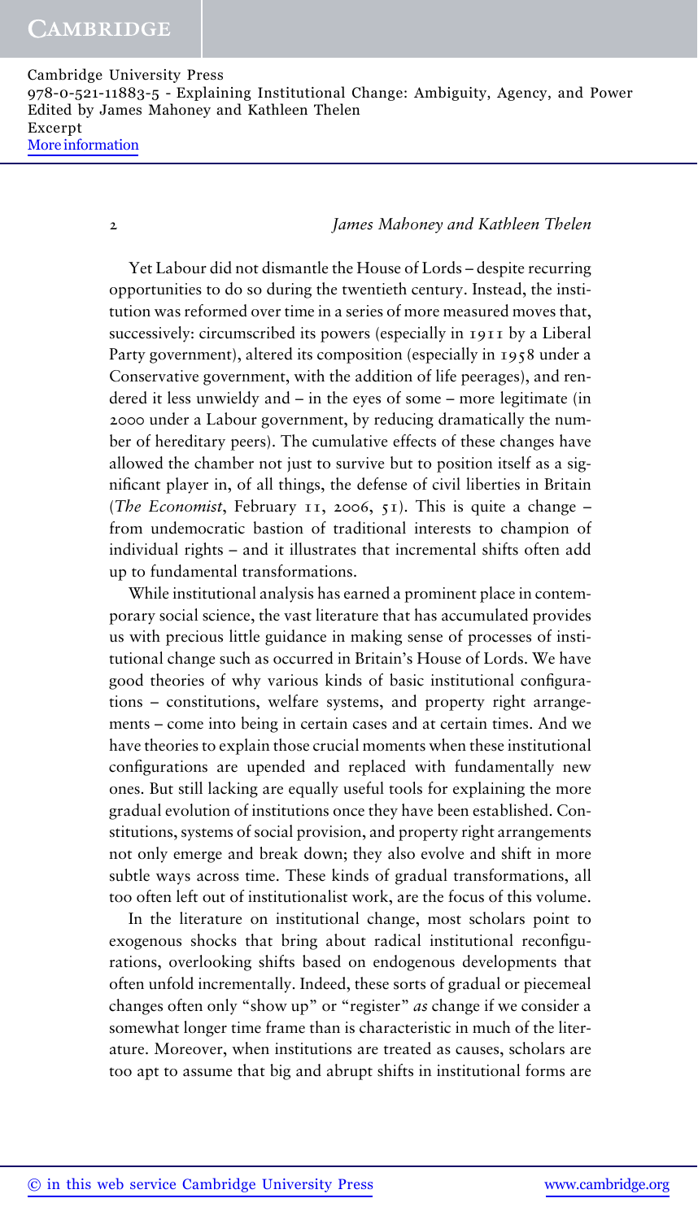Yet Labour did not dismantle the House of Lords – despite recurring opportunities to do so during the twentieth century. Instead, the institution was reformed over time in a series of more measured moves that, successively: circumscribed its powers (especially in 1911 by a Liberal Party government), altered its composition (especially in 1958 under a Conservative government, with the addition of life peerages), and rendered it less unwieldy and – in the eyes of some – more legitimate (in 2000 under a Labour government, by reducing dramatically the number of hereditary peers). The cumulative effects of these changes have allowed the chamber not just to survive but to position itself as a significant player in, of all things, the defense of civil liberties in Britain (*The Economist*, February 11, 2006, 51). This is quite a change – from undemocratic bastion of traditional interests to champion of individual rights – and it illustrates that incremental shifts often add up to fundamental transformations.

While institutional analysis has earned a prominent place in contemporary social science, the vast literature that has accumulated provides us with precious little guidance in making sense of processes of institutional change such as occurred in Britain's House of Lords. We have good theories of why various kinds of basic institutional configurations – constitutions, welfare systems, and property right arrangements – come into being in certain cases and at certain times. And we have theories to explain those crucial moments when these institutional configurations are upended and replaced with fundamentally new ones. But still lacking are equally useful tools for explaining the more gradual evolution of institutions once they have been established. Constitutions, systems of social provision, and property right arrangements not only emerge and break down; they also evolve and shift in more subtle ways across time. These kinds of gradual transformations, all too often left out of institutionalist work, are the focus of this volume.

In the literature on institutional change, most scholars point to exogenous shocks that bring about radical institutional reconfigurations, overlooking shifts based on endogenous developments that often unfold incrementally. Indeed, these sorts of gradual or piecemeal changes often only "show up" or "register" *as* change if we consider a somewhat longer time frame than is characteristic in much of the literature. Moreover, when institutions are treated as causes, scholars are too apt to assume that big and abrupt shifts in institutional forms are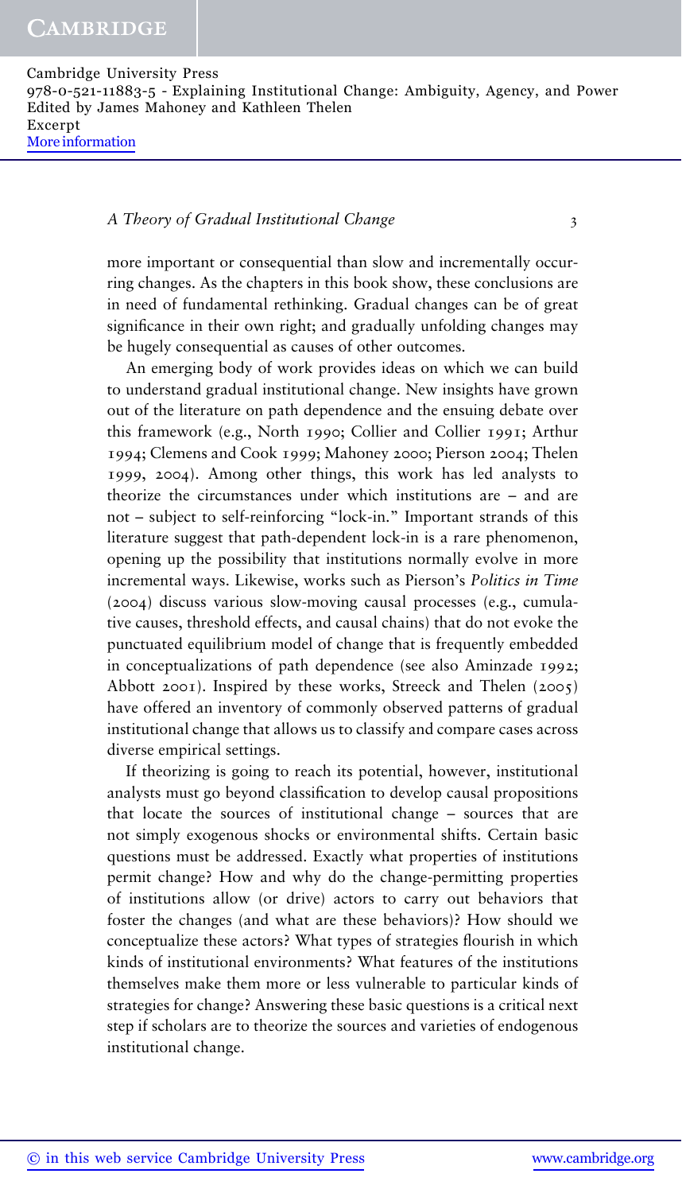more important or consequential than slow and incrementally occurring changes. As the chapters in this book show, these conclusions are in need of fundamental rethinking. Gradual changes can be of great significance in their own right; and gradually unfolding changes may be hugely consequential as causes of other outcomes.

An emerging body of work provides ideas on which we can build to understand gradual institutional change. New insights have grown out of the literature on path dependence and the ensuing debate over this framework (e.g., North 1990; Collier and Collier 1991; Arthur 1994; Clemens and Cook 1999; Mahoney 2000; Pierson 2004; Thelen 1999, 2004). Among other things, this work has led analysts to theorize the circumstances under which institutions are – and are not – subject to self-reinforcing "lock-in." Important strands of this literature suggest that path-dependent lock-in is a rare phenomenon, opening up the possibility that institutions normally evolve in more incremental ways. Likewise, works such as Pierson's *Politics in Time* (2004) discuss various slow-moving causal processes (e.g., cumulative causes, threshold effects, and causal chains) that do not evoke the punctuated equilibrium model of change that is frequently embedded in conceptualizations of path dependence (see also Aminzade 1992; Abbott 2001). Inspired by these works, Streeck and Thelen (2005) have offered an inventory of commonly observed patterns of gradual institutional change that allows us to classify and compare cases across diverse empirical settings.

If theorizing is going to reach its potential, however, institutional analysts must go beyond classification to develop causal propositions that locate the sources of institutional change – sources that are not simply exogenous shocks or environmental shifts. Certain basic questions must be addressed. Exactly what properties of institutions permit change? How and why do the change-permitting properties of institutions allow (or drive) actors to carry out behaviors that foster the changes (and what are these behaviors)? How should we conceptualize these actors? What types of strategies flourish in which kinds of institutional environments? What features of the institutions themselves make them more or less vulnerable to particular kinds of strategies for change? Answering these basic questions is a critical next step if scholars are to theorize the sources and varieties of endogenous institutional change.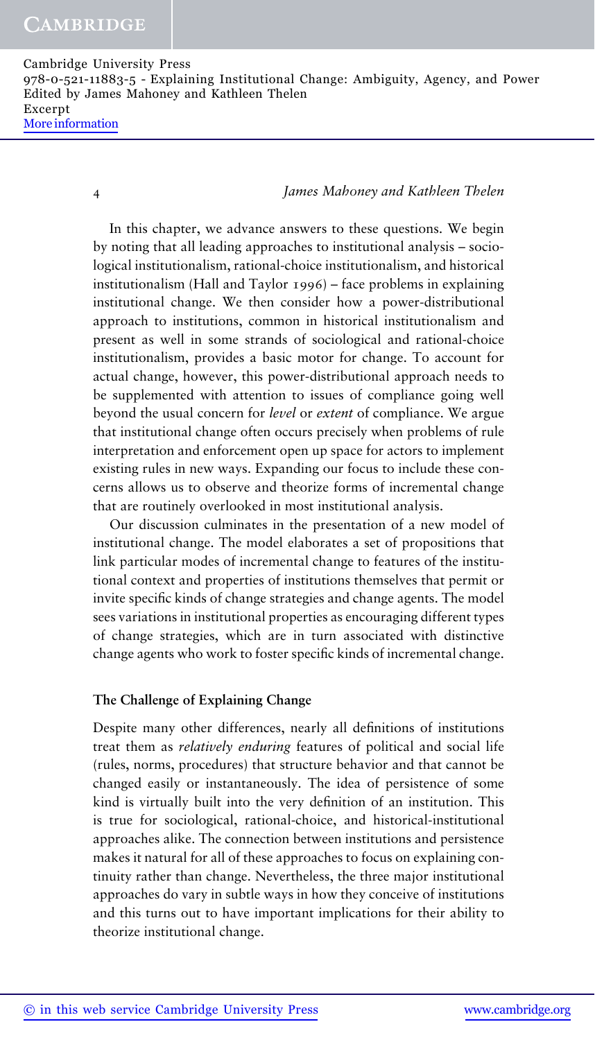In this chapter, we advance answers to these questions. We begin by noting that all leading approaches to institutional analysis – sociological institutionalism, rational-choice institutionalism, and historical institutionalism (Hall and Taylor 1996) – face problems in explaining institutional change. We then consider how a power-distributional approach to institutions, common in historical institutionalism and present as well in some strands of sociological and rational-choice institutionalism, provides a basic motor for change. To account for actual change, however, this power-distributional approach needs to be supplemented with attention to issues of compliance going well beyond the usual concern for *level* or *extent* of compliance. We argue that institutional change often occurs precisely when problems of rule interpretation and enforcement open up space for actors to implement existing rules in new ways. Expanding our focus to include these concerns allows us to observe and theorize forms of incremental change that are routinely overlooked in most institutional analysis.

Our discussion culminates in the presentation of a new model of institutional change. The model elaborates a set of propositions that link particular modes of incremental change to features of the institutional context and properties of institutions themselves that permit or invite specific kinds of change strategies and change agents. The model sees variations in institutional properties as encouraging different types of change strategies, which are in turn associated with distinctive change agents who work to foster specific kinds of incremental change.

## The Challenge of Explaining Change

Despite many other differences, nearly all definitions of institutions treat them as *relatively enduring* features of political and social life (rules, norms, procedures) that structure behavior and that cannot be changed easily or instantaneously. The idea of persistence of some kind is virtually built into the very definition of an institution. This is true for sociological, rational-choice, and historical-institutional approaches alike. The connection between institutions and persistence makes it natural for all of these approaches to focus on explaining continuity rather than change. Nevertheless, the three major institutional approaches do vary in subtle ways in how they conceive of institutions and this turns out to have important implications for their ability to theorize institutional change.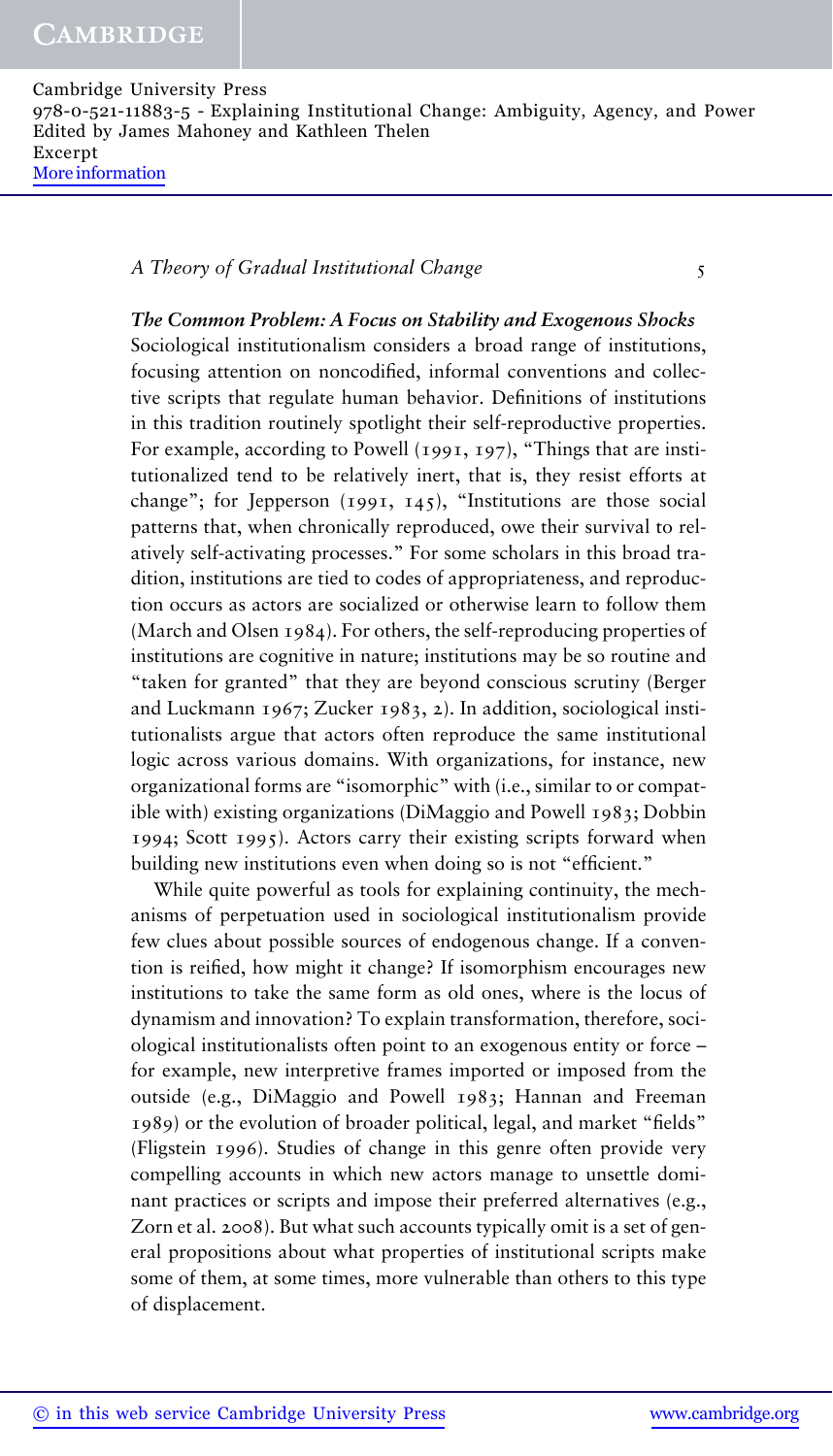### *The Common Problem: A Focus on Stability and Exogenous Shocks*

Sociological institutionalism considers a broad range of institutions, focusing attention on noncodified, informal conventions and collective scripts that regulate human behavior. Definitions of institutions in this tradition routinely spotlight their self-reproductive properties. For example, according to Powell (1991, 197), "Things that are institutionalized tend to be relatively inert, that is, they resist efforts at change"; for Jepperson (1991, 145), "Institutions are those social patterns that, when chronically reproduced, owe their survival to relatively self-activating processes." For some scholars in this broad tradition, institutions are tied to codes of appropriateness, and reproduction occurs as actors are socialized or otherwise learn to follow them (March and Olsen 1984). For others, the self-reproducing properties of institutions are cognitive in nature; institutions may be so routine and "taken for granted" that they are beyond conscious scrutiny (Berger and Luckmann 1967; Zucker 1983, 2). In addition, sociological institutionalists argue that actors often reproduce the same institutional logic across various domains. With organizations, for instance, new organizational forms are "isomorphic" with (i.e., similar to or compatible with) existing organizations (DiMaggio and Powell 1983; Dobbin 1994; Scott 1995). Actors carry their existing scripts forward when building new institutions even when doing so is not "efficient."

While quite powerful as tools for explaining continuity, the mechanisms of perpetuation used in sociological institutionalism provide few clues about possible sources of endogenous change. If a convention is reified, how might it change? If isomorphism encourages new institutions to take the same form as old ones, where is the locus of dynamism and innovation? To explain transformation, therefore, sociological institutionalists often point to an exogenous entity or force – for example, new interpretive frames imported or imposed from the outside (e.g., DiMaggio and Powell 1983; Hannan and Freeman 1989) or the evolution of broader political, legal, and market "fields" (Fligstein 1996). Studies of change in this genre often provide very compelling accounts in which new actors manage to unsettle dominant practices or scripts and impose their preferred alternatives (e.g., Zorn et al. 2008). But what such accounts typically omit is a set of general propositions about what properties of institutional scripts make some of them, at some times, more vulnerable than others to this type of displacement.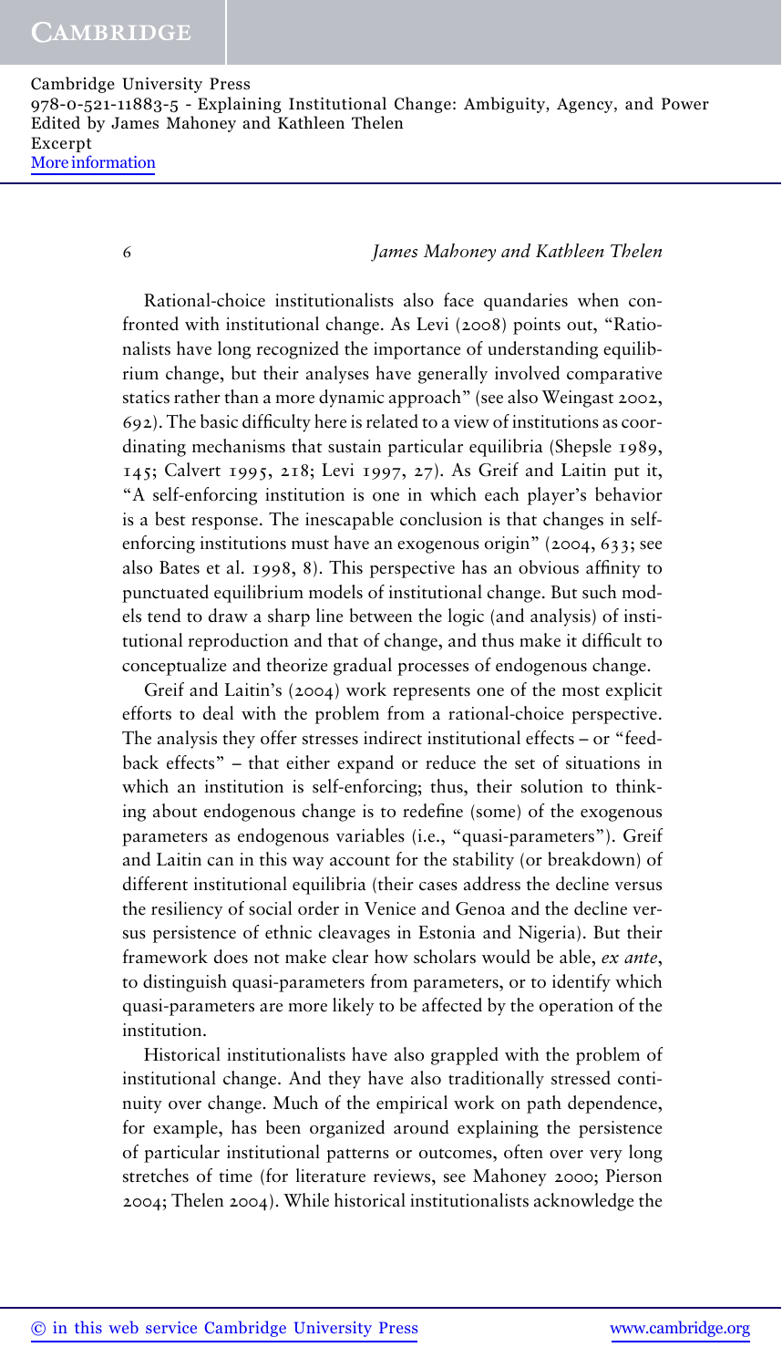Rational-choice institutionalists also face quandaries when confronted with institutional change. As Levi (2008) points out, "Rationalists have long recognized the importance of understanding equilibrium change, but their analyses have generally involved comparative statics rather than a more dynamic approach" (see also Weingast 2002, 692). The basic difficulty here is related to a view of institutions as coordinating mechanisms that sustain particular equilibria (Shepsle 1989, 145; Calvert 1995, 218; Levi 1997, 27). As Greif and Laitin put it, "A self-enforcing institution is one in which each player's behavior is a best response. The inescapable conclusion is that changes in self-enforcing institutions must have an exogenous origin" (2004, 633; see also Bates et al. 1998, 8). This perspective has an obvious affinity to punctuated equilibrium models of institutional change. But such models tend to draw a sharp line between the logic (and analysis) of institutional reproduction and that of change, and thus make it difficult to conceptualize and theorize gradual processes of endogenous change.

Greif and Laitin's (2004) work represents one of the most explicit efforts to deal with the problem from a rational-choice perspective. The analysis they offer stresses indirect institutional effects – or "feedback effects" – that either expand or reduce the set of situations in which an institution is self-enforcing; thus, their solution to thinking about endogenous change is to redefine (some) of the exogenous parameters as endogenous variables (i.e., "quasi-parameters"). Greif and Laitin can in this way account for the stability (or breakdown) of different institutional equilibria (their cases address the decline versus the resiliency of social order in Venice and Genoa and the decline versus persistence of ethnic cleavages in Estonia and Nigeria). But their framework does not make clear how scholars would be able, *ex ante*, to distinguish quasi-parameters from parameters, or to identify which quasi-parameters are more likely to be affected by the operation of the institution.

Historical institutionalists have also grappled with the problem of institutional change. And they have also traditionally stressed continuity over change. Much of the empirical work on path dependence, for example, has been organized around explaining the persistence of particular institutional patterns or outcomes, often over very long stretches of time (for literature reviews, see Mahoney 2000; Pierson 2004; Thelen 2004). While historical institutionalists acknowledge the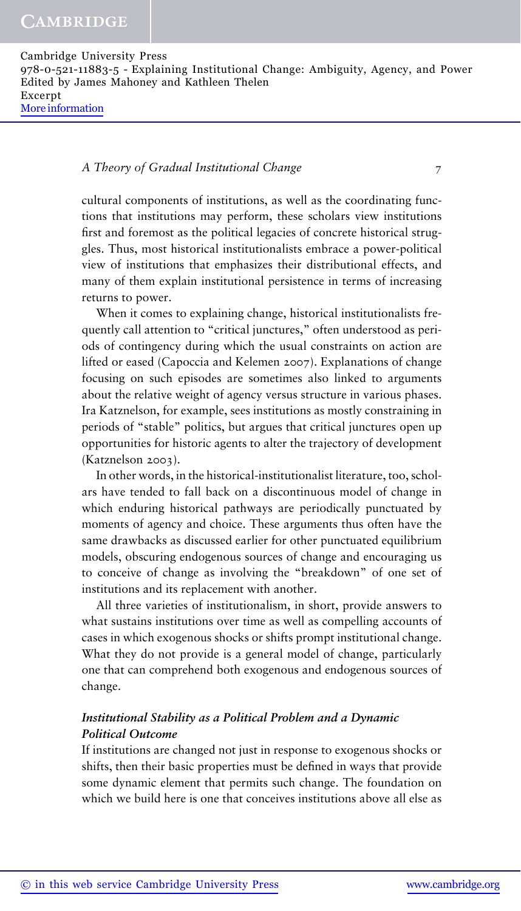cultural components of institutions, as well as the coordinating functions that institutions may perform, these scholars view institutions first and foremost as the political legacies of concrete historical struggles. Thus, most historical institutionalists embrace a power-political view of institutions that emphasizes their distributional effects, and many of them explain institutional persistence in terms of increasing returns to power.

When it comes to explaining change, historical institutionalists frequently call attention to "critical junctures," often understood as periods of contingency during which the usual constraints on action are lifted or eased (Capoccia and Kelemen 2007). Explanations of change focusing on such episodes are sometimes also linked to arguments about the relative weight of agency versus structure in various phases. Ira Katznelson, for example, sees institutions as mostly constraining in periods of "stable" politics, but argues that critical junctures open up opportunities for historic agents to alter the trajectory of development (Katznelson 2003).

In other words, in the historical-institutionalist literature, too, scholars have tended to fall back on a discontinuous model of change in which enduring historical pathways are periodically punctuated by moments of agency and choice. These arguments thus often have the same drawbacks as discussed earlier for other punctuated equilibrium models, obscuring endogenous sources of change and encouraging us to conceive of change as involving the "breakdown" of one set of institutions and its replacement with another.

All three varieties of institutionalism, in short, provide answers to what sustains institutions over time as well as compelling accounts of cases in which exogenous shocks or shifts prompt institutional change. What they do not provide is a general model of change, particularly one that can comprehend both exogenous and endogenous sources of change.

### *Institutional Stability as a Political Problem and a Dynamic Political Outcome*

If institutions are changed not just in response to exogenous shocks or shifts, then their basic properties must be defined in ways that provide some dynamic element that permits such change. The foundation on which we build here is one that conceives institutions above all else as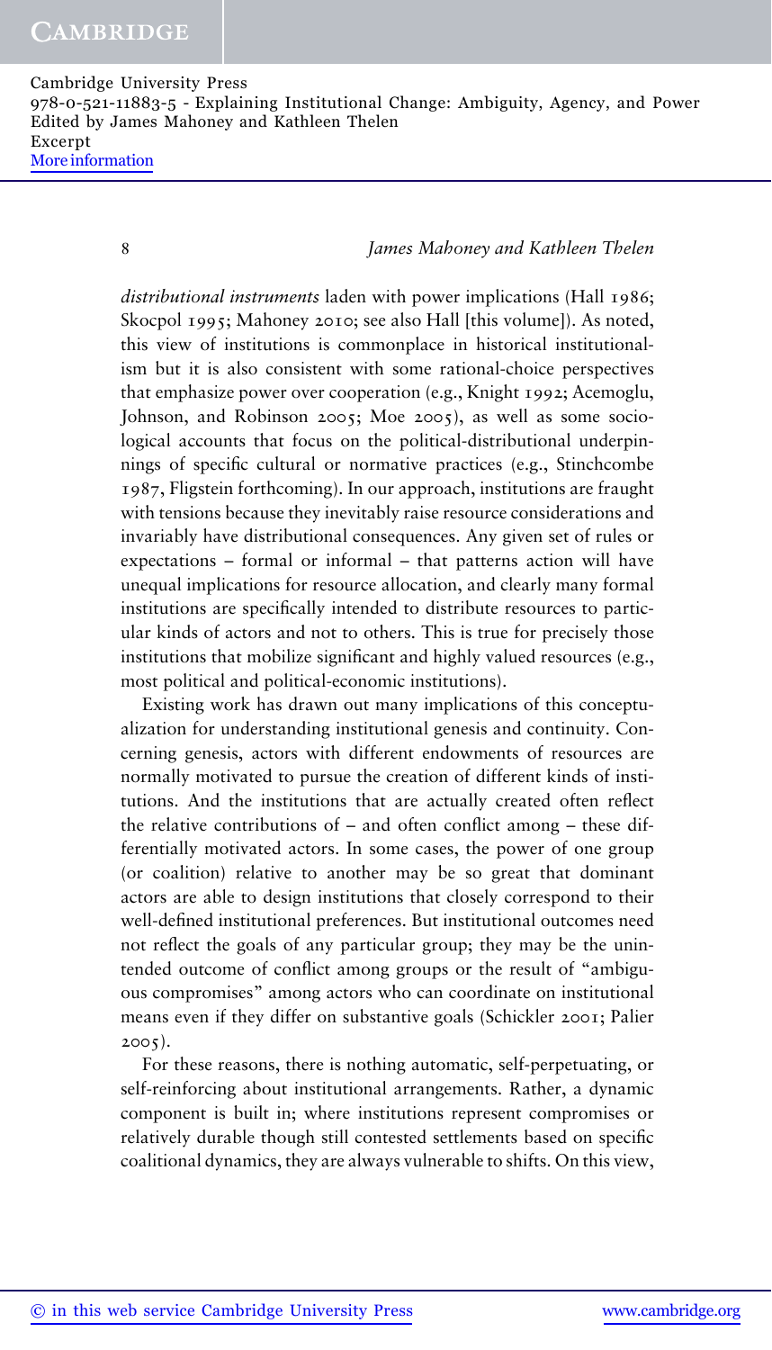*distributional instruments* laden with power implications (Hall 1986; Skocpol 1995; Mahoney 2010; see also Hall [this volume]). As noted, this view of institutions is commonplace in historical institutionalism but it is also consistent with some rational-choice perspectives that emphasize power over cooperation (e.g., Knight 1992; Acemoglu, Johnson, and Robinson 2005; Moe 2005), as well as some sociological accounts that focus on the political-distributional underpinnings of specific cultural or normative practices (e.g., Stinchcombe 1987, Fligstein forthcoming). In our approach, institutions are fraught with tensions because they inevitably raise resource considerations and invariably have distributional consequences. Any given set of rules or expectations – formal or informal – that patterns action will have unequal implications for resource allocation, and clearly many formal institutions are specifically intended to distribute resources to particular kinds of actors and not to others. This is true for precisely those institutions that mobilize significant and highly valued resources (e.g., most political and political-economic institutions).

Existing work has drawn out many implications of this conceptualization for understanding institutional genesis and continuity. Concerning genesis, actors with different endowments of resources are normally motivated to pursue the creation of different kinds of institutions. And the institutions that are actually created often reflect the relative contributions of – and often conflict among – these differentially motivated actors. In some cases, the power of one group (or coalition) relative to another may be so great that dominant actors are able to design institutions that closely correspond to their well-defined institutional preferences. But institutional outcomes need not reflect the goals of any particular group; they may be the unintended outcome of conflict among groups or the result of "ambiguous compromises" among actors who can coordinate on institutional means even if they differ on substantive goals (Schickler 2001; Palier 2005).

For these reasons, there is nothing automatic, self-perpetuating, or self-reinforcing about institutional arrangements. Rather, a dynamic component is built in; where institutions represent compromises or relatively durable though still contested settlements based on specific coalitional dynamics, they are always vulnerable to shifts. On this view,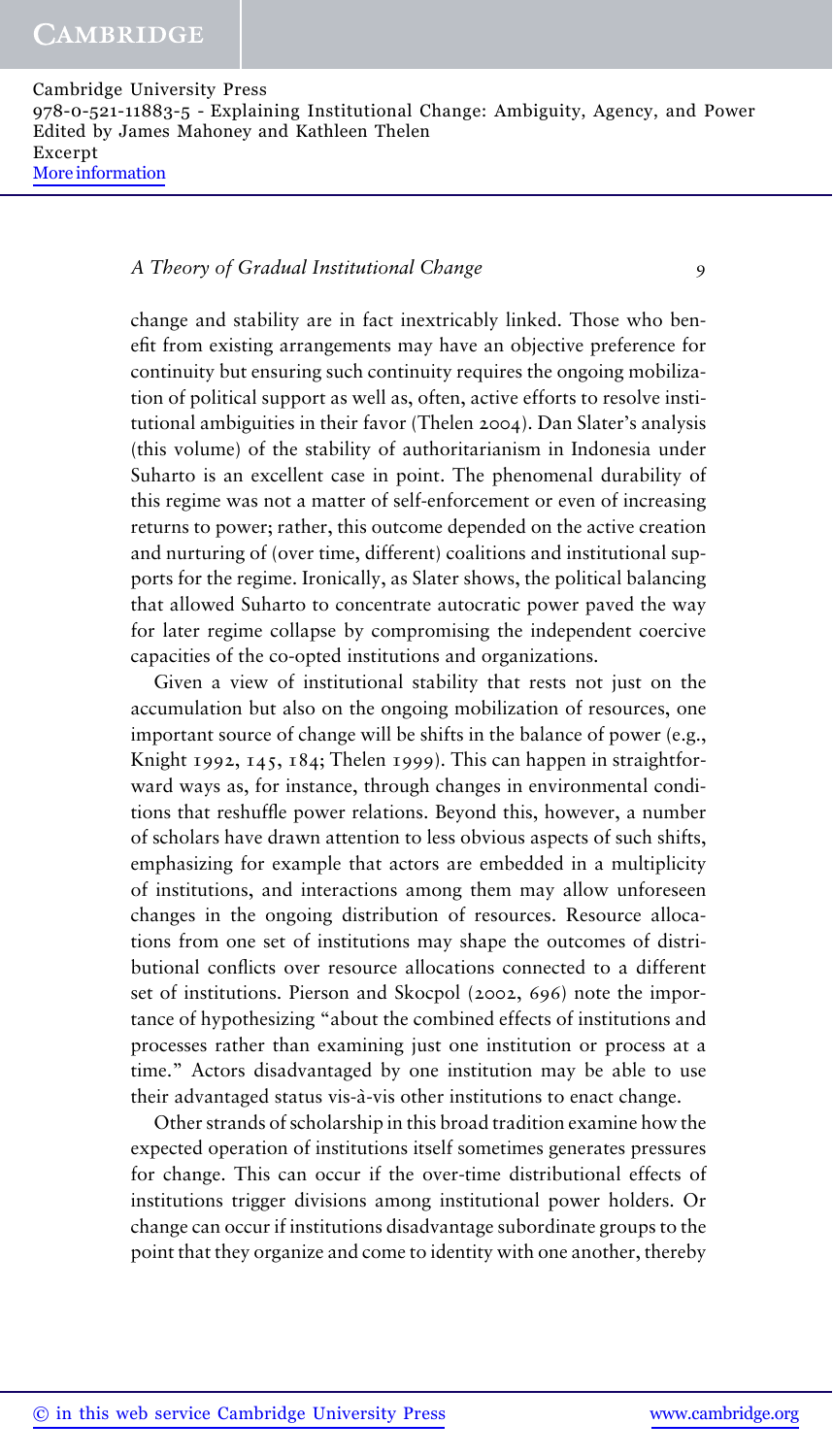change and stability are in fact inextricably linked. Those who benefit from existing arrangements may have an objective preference for continuity but ensuring such continuity requires the ongoing mobilization of political support as well as, often, active efforts to resolve institutional ambiguities in their favor (Thelen 2004). Dan Slater's analysis (this volume) of the stability of authoritarianism in Indonesia under Suharto is an excellent case in point. The phenomenal durability of this regime was not a matter of self-enforcement or even of increasing returns to power; rather, this outcome depended on the active creation and nurturing of (over time, different) coalitions and institutional supports for the regime. Ironically, as Slater shows, the political balancing that allowed Suharto to concentrate autocratic power paved the way for later regime collapse by compromising the independent coercive capacities of the co-opted institutions and organizations.

Given a view of institutional stability that rests not just on the accumulation but also on the ongoing mobilization of resources, one important source of change will be shifts in the balance of power (e.g., Knight 1992, 145, 184; Thelen 1999). This can happen in straightforward ways as, for instance, through changes in environmental conditions that reshuffle power relations. Beyond this, however, a number of scholars have drawn attention to less obvious aspects of such shifts, emphasizing for example that actors are embedded in a multiplicity of institutions, and interactions among them may allow unforeseen changes in the ongoing distribution of resources. Resource allocations from one set of institutions may shape the outcomes of distributional conflicts over resource allocations connected to a different set of institutions. Pierson and Skocpol (2002, 696) note the importance of hypothesizing "about the combined effects of institutions and processes rather than examining just one institution or process at a time." Actors disadvantaged by one institution may be able to use their advantaged status vis-à-vis other institutions to enact change.

Other strands of scholarship in this broad tradition examine how the expected operation of institutions itself sometimes generates pressures for change. This can occur if the over-time distributional effects of institutions trigger divisions among institutional power holders. Or change can occur if institutions disadvantage subordinate groups to the point that they organize and come to identity with one another, thereby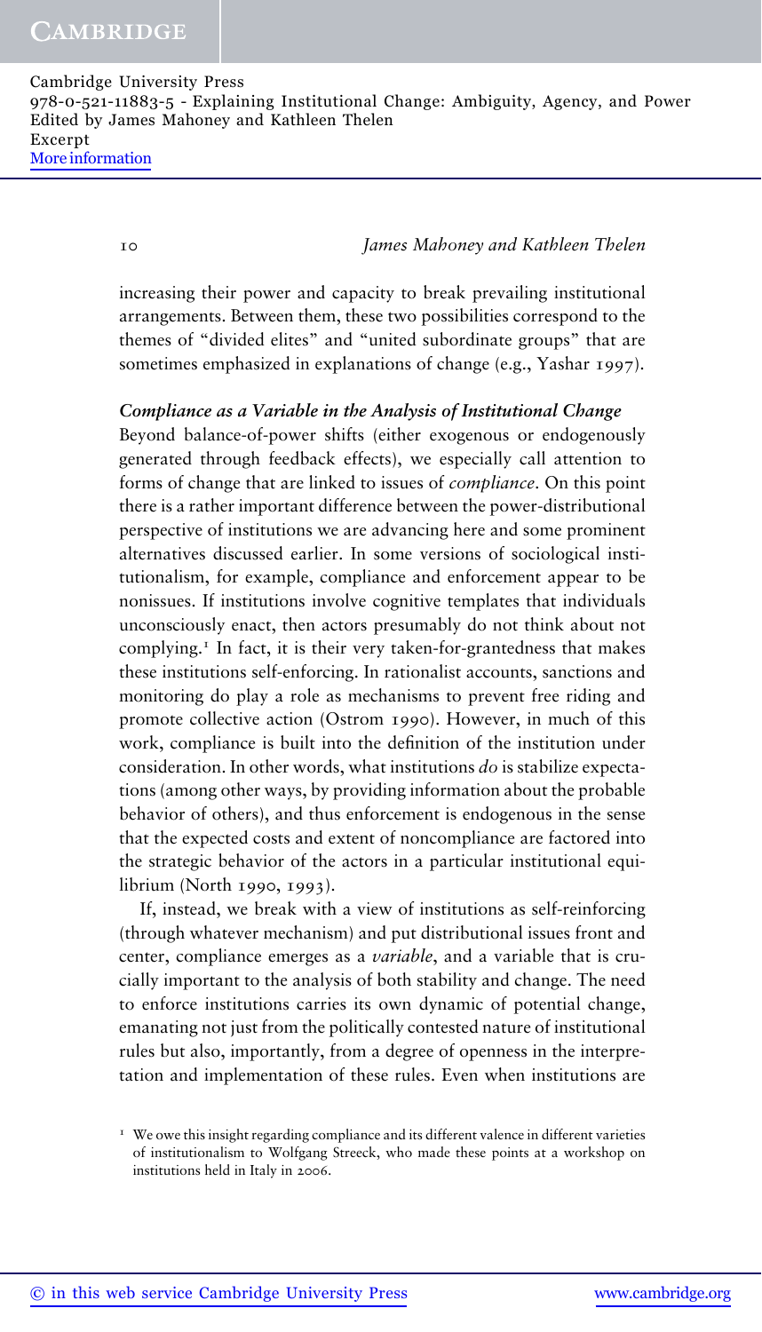increasing their power and capacity to break prevailing institutional arrangements. Between them, these two possibilities correspond to the themes of "divided elites" and "united subordinate groups" that are sometimes emphasized in explanations of change (e.g., Yashar 1997).

### *Compliance as a Variable in the Analysis of Institutional Change*

Beyond balance-of-power shifts (either exogenous or endogenously generated through feedback effects), we especially call attention to forms of change that are linked to issues of *compliance*. On this point there is a rather important difference between the power-distributional perspective of institutions we are advancing here and some prominent alternatives discussed earlier. In some versions of sociological institutionalism, for example, compliance and enforcement appear to be nonissues. If institutions involve cognitive templates that individuals unconsciously enact, then actors presumably do not think about not complying.[1] In fact, it is their very taken-for-grantedness that makes these institutions self-enforcing. In rationalist accounts, sanctions and monitoring do play a role as mechanisms to prevent free riding and promote collective action (Ostrom 1990). However, in much of this work, compliance is built into the definition of the institution under consideration. In other words, what institutions *do* is stabilize expectations (among other ways, by providing information about the probable behavior of others), and thus enforcement is endogenous in the sense that the expected costs and extent of noncompliance are factored into the strategic behavior of the actors in a particular institutional equilibrium (North 1990, 1993).

If, instead, we break with a view of institutions as self-reinforcing (through whatever mechanism) and put distributional issues front and center, compliance emerges as a *variable*, and a variable that is crucially important to the analysis of both stability and change. The need to enforce institutions carries its own dynamic of potential change, emanating not just from the politically contested nature of institutional rules but also, importantly, from a degree of openness in the interpretation and implementation of these rules. Even when institutions are

[1] We owe this insight regarding compliance and its different valence in different varieties of institutionalism to Wolfgang Streeck, who made these points at a workshop on institutions held in Italy in 2006.